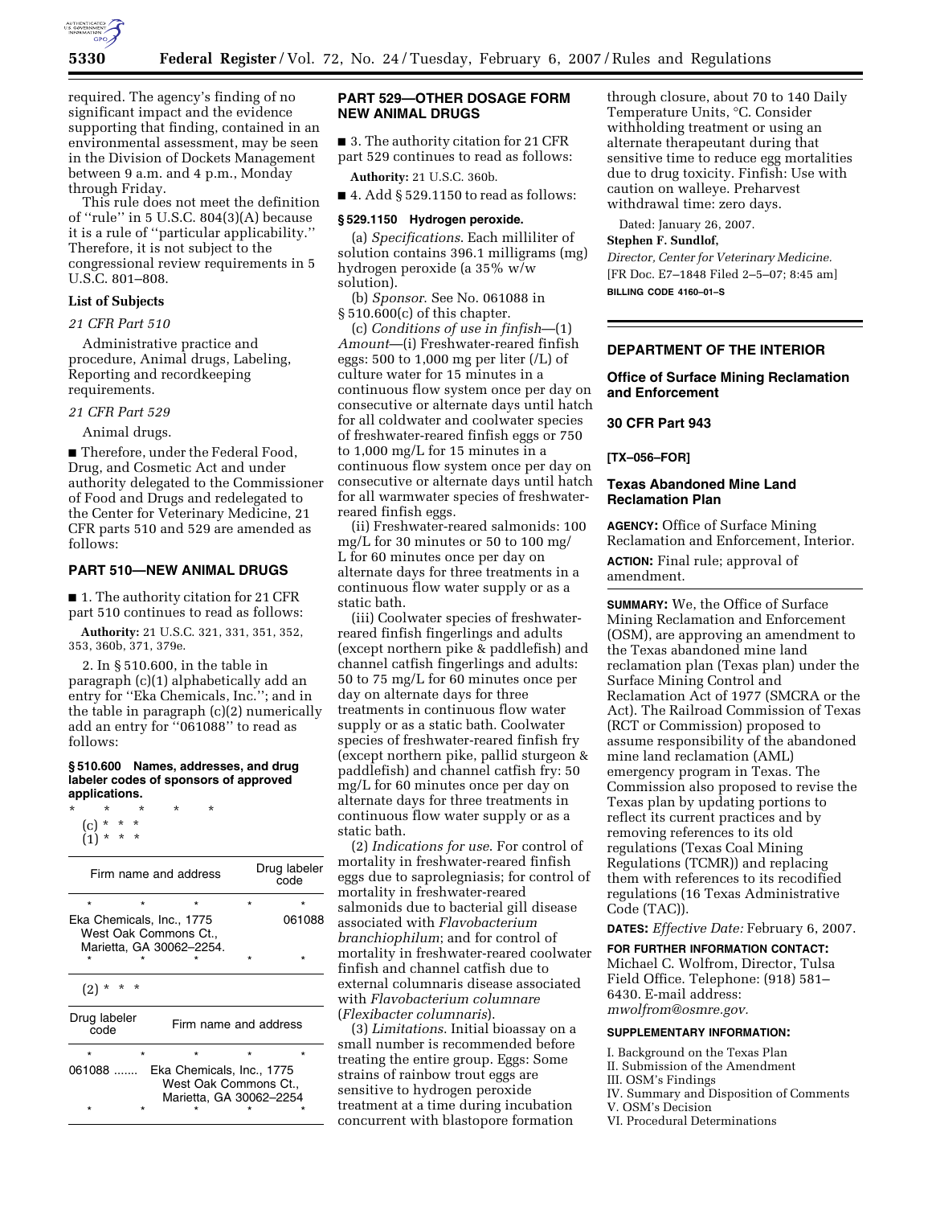required. The agency's finding of no significant impact and the evidence supporting that finding, contained in an environmental assessment, may be seen in the Division of Dockets Management between 9 a.m. and 4 p.m., Monday through Friday.

This rule does not meet the definition of "rule" in 5 U.S.C. 804(3)(A) because it is a rule of "particular applicability." Therefore, it is not subject to the congressional review requirements in 5 U.S.C. 801–808.

**List of Subjects**

*21 CFR Part 510*

Administrative practice and procedure, Animal drugs, Labeling, Reporting and recordkeeping requirements.

*21 CFR Part 529*

Animal drugs.

■ Therefore, under the Federal Food, Drug, and Cosmetic Act and under authority delegated to the Commissioner of Food and Drugs and redelegated to the Center for Veterinary Medicine, 21 CFR parts 510 and 529 are amended as follows:

## PART 510—NEW ANIMAL DRUGS

■ 1. The authority citation for 21 CFR part 510 continues to read as follows:

**Authority:** 21 U.S.C. 321, 331, 351, 352, 353, 360b, 371, 379e.

2. In § 510.600, in the table in paragraph (c)(1) alphabetically add an entry for "Eka Chemicals, Inc."; and in the table in paragraph (c)(2) numerically add an entry for "061088" to read as follows:

**§ 510.600 Names, addresses, and drug labeler codes of sponsors of approved applications.**

\* \* \* \* \*

(c) \* \* \*

(1) \* \* \*

| Firm name and address | Drug labeler code |
|---|---|
| \* \* \* | \* |
| Eka Chemicals, Inc., 1775 West Oak Commons Ct., Marietta, GA 30062–2254. | 061088 |
| \* \* \* | \* |

(2) \* \* \*

| Drug labeler code | Firm name and address |
|---|---|
| \* | \* \* \* |
| 061088 ....... | Eka Chemicals, Inc., 1775 West Oak Commons Ct., Marietta, GA 30062–2254 |
| \* | \* \* \* |

## PART 529—OTHER DOSAGE FORM NEW ANIMAL DRUGS

■ 3. The authority citation for 21 CFR part 529 continues to read as follows:

**Authority:** 21 U.S.C. 360b.

■ 4. Add § 529.1150 to read as follows:

**§ 529.1150 Hydrogen peroxide.**

(a) *Specifications*. Each milliliter of solution contains 396.1 milligrams (mg) hydrogen peroxide (a 35% w/w solution).

(b) *Sponsor*. See No. 061088 in § 510.600(c) of this chapter.

(c) *Conditions of use in finfish*—(1) *Amount*—(i) Freshwater-reared finfish eggs: 500 to 1,000 mg per liter (/L) of culture water for 15 minutes in a continuous flow system once per day on consecutive or alternate days until hatch for all coldwater and coolwater species of freshwater-reared finfish eggs or 750 to 1,000 mg/L for 15 minutes in a continuous flow system once per day on consecutive or alternate days until hatch for all warmwater species of freshwater-reared finfish eggs.

(ii) Freshwater-reared salmonids: 100 mg/L for 30 minutes or 50 to 100 mg/L for 60 minutes once per day on alternate days for three treatments in a continuous flow water supply or as a static bath.

(iii) Coolwater species of freshwater-reared finfish fingerlings and adults (except northern pike & paddlefish) and channel catfish fingerlings and adults: 50 to 75 mg/L for 60 minutes once per day on alternate days for three treatments in continuous flow water supply or as a static bath. Coolwater species of freshwater-reared finfish fry (except northern pike, pallid sturgeon & paddlefish) and channel catfish fry: 50 mg/L for 60 minutes once per day on alternate days for three treatments in continuous flow water supply or as a static bath.

(2) *Indications for use*. For control of mortality in freshwater-reared finfish eggs due to saprolegniasis; for control of mortality in freshwater-reared salmonids due to bacterial gill disease associated with *Flavobacterium branchiophilum*; and for control of mortality in freshwater-reared coolwater finfish and channel catfish due to external columnaris disease associated with *Flavobacterium columnare* (*Flexibacter columnaris*).

(3) *Limitations*. Initial bioassay on a small number is recommended before treating the entire group. Eggs: Some strains of rainbow trout eggs are sensitive to hydrogen peroxide treatment at a time during incubation concurrent with blastopore formation through closure, about 70 to 140 Daily Temperature Units, °C. Consider withholding treatment or using an alternate therapeutant during that sensitive time to reduce egg mortalities due to drug toxicity. Finfish: Use with caution on walleye. Preharvest withdrawal time: zero days.

Dated: January 26, 2007.

**Stephen F. Sundlof,**

*Director, Center for Veterinary Medicine.*

[FR Doc. E7–1848 Filed 2–5–07; 8:45 am]

**BILLING CODE 4160–01–S**

## DEPARTMENT OF THE INTERIOR

### Office of Surface Mining Reclamation and Enforcement

### 30 CFR Part 943

### [TX–056–FOR]

### Texas Abandoned Mine Land Reclamation Plan

**AGENCY:** Office of Surface Mining Reclamation and Enforcement, Interior.

**ACTION:** Final rule; approval of amendment.

**SUMMARY:** We, the Office of Surface Mining Reclamation and Enforcement (OSM), are approving an amendment to the Texas abandoned mine land reclamation plan (Texas plan) under the Surface Mining Control and Reclamation Act of 1977 (SMCRA or the Act). The Railroad Commission of Texas (RCT or Commission) proposed to assume responsibility of the abandoned mine land reclamation (AML) emergency program in Texas. The Commission also proposed to revise the Texas plan by updating portions to reflect its current practices and by removing references to its old regulations (Texas Coal Mining Regulations (TCMR)) and replacing them with references to its recodified regulations (16 Texas Administrative Code (TAC)).

**DATES:** *Effective Date:* February 6, 2007.

**FOR FURTHER INFORMATION CONTACT:** Michael C. Wolfrom, Director, Tulsa Field Office. Telephone: (918) 581–6430. E-mail address: *mwolfrom@osmre.gov*.

**SUPPLEMENTARY INFORMATION:**

I. Background on the Texas Plan
II. Submission of the Amendment
III. OSM's Findings
IV. Summary and Disposition of Comments
V. OSM's Decision
VI. Procedural Determinations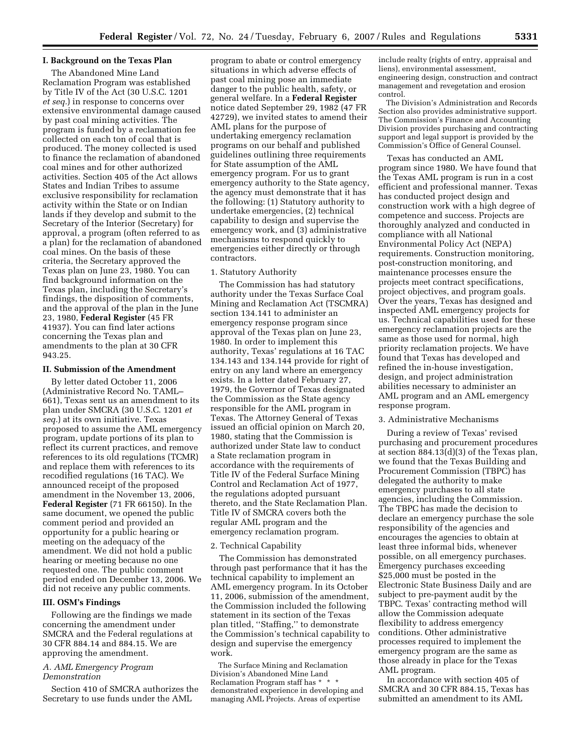## I. Background on the Texas Plan

The Abandoned Mine Land Reclamation Program was established by Title IV of the Act (30 U.S.C. 1201 *et seq.*) in response to concerns over extensive environmental damage caused by past coal mining activities. The program is funded by a reclamation fee collected on each ton of coal that is produced. The money collected is used to finance the reclamation of abandoned coal mines and for other authorized activities. Section 405 of the Act allows States and Indian Tribes to assume exclusive responsibility for reclamation activity within the State or on Indian lands if they develop and submit to the Secretary of the Interior (Secretary) for approval, a program (often referred to as a plan) for the reclamation of abandoned coal mines. On the basis of these criteria, the Secretary approved the Texas plan on June 23, 1980. You can find background information on the Texas plan, including the Secretary's findings, the disposition of comments, and the approval of the plan in the June 23, 1980, **Federal Register** (45 FR 41937). You can find later actions concerning the Texas plan and amendments to the plan at 30 CFR 943.25.

## II. Submission of the Amendment

By letter dated October 11, 2006 (Administrative Record No. TAML–661), Texas sent us an amendment to its plan under SMCRA (30 U.S.C. 1201 *et seq.*) at its own initiative. Texas proposed to assume the AML emergency program, update portions of its plan to reflect its current practices, and remove references to its old regulations (TCMR) and replace them with references to its recodified regulations (16 TAC). We announced receipt of the proposed amendment in the November 13, 2006, **Federal Register** (71 FR 66150). In the same document, we opened the public comment period and provided an opportunity for a public hearing or meeting on the adequacy of the amendment. We did not hold a public hearing or meeting because no one requested one. The public comment period ended on December 13, 2006. We did not receive any public comments.

## III. OSM's Findings

Following are the findings we made concerning the amendment under SMCRA and the Federal regulations at 30 CFR 884.14 and 884.15. We are approving the amendment.

### *A. AML Emergency Program Demonstration*

Section 410 of SMCRA authorizes the Secretary to use funds under the AML program to abate or control emergency situations in which adverse effects of past coal mining pose an immediate danger to the public health, safety, or general welfare. In a **Federal Register** notice dated September 29, 1982 (47 FR 42729), we invited states to amend their AML plans for the purpose of undertaking emergency reclamation programs on our behalf and published guidelines outlining three requirements for State assumption of the AML emergency program. For us to grant emergency authority to the State agency, the agency must demonstrate that it has the following: (1) Statutory authority to undertake emergencies, (2) technical capability to design and supervise the emergency work, and (3) administrative mechanisms to respond quickly to emergencies either directly or through contractors.

1. Statutory Authority

The Commission has had statutory authority under the Texas Surface Coal Mining and Reclamation Act (TSCMRA) section 134.141 to administer an emergency response program since approval of the Texas plan on June 23, 1980. In order to implement this authority, Texas' regulations at 16 TAC 134.143 and 134.144 provide for right of entry on any land where an emergency exists. In a letter dated February 27, 1979, the Governor of Texas designated the Commission as the State agency responsible for the AML program in Texas. The Attorney General of Texas issued an official opinion on March 20, 1980, stating that the Commission is authorized under State law to conduct a State reclamation program in accordance with the requirements of Title IV of the Federal Surface Mining Control and Reclamation Act of 1977, the regulations adopted pursuant thereto, and the State Reclamation Plan. Title IV of SMCRA covers both the regular AML program and the emergency reclamation program.

2. Technical Capability

The Commission has demonstrated through past performance that it has the technical capability to implement an AML emergency program. In its October 11, 2006, submission of the amendment, the Commission included the following statement in its section of the Texas plan titled, "Staffing," to demonstrate the Commission's technical capability to design and supervise the emergency work.

> The Surface Mining and Reclamation Division's Abandoned Mine Land Reclamation Program staff has * * * demonstrated experience in developing and managing AML Projects. Areas of expertise include realty (rights of entry, appraisal and liens), environmental assessment, engineering design, construction and contract management and revegetation and erosion control.
>
> The Division's Administration and Records Section also provides administrative support. The Commission's Finance and Accounting Division provides purchasing and contracting support and legal support is provided by the Commission's Office of General Counsel.

Texas has conducted an AML program since 1980. We have found that the Texas AML program is run in a cost efficient and professional manner. Texas has conducted project design and construction work with a high degree of competence and success. Projects are thoroughly analyzed and conducted in compliance with all National Environmental Policy Act (NEPA) requirements. Construction monitoring, post-construction monitoring, and maintenance processes ensure the projects meet contract specifications, project objectives, and program goals. Over the years, Texas has designed and inspected AML emergency projects for us. Technical capabilities used for these emergency reclamation projects are the same as those used for normal, high priority reclamation projects. We have found that Texas has developed and refined the in-house investigation, design, and project administration abilities necessary to administer an AML program and an AML emergency response program.

3. Administrative Mechanisms

During a review of Texas' revised purchasing and procurement procedures at section 884.13(d)(3) of the Texas plan, we found that the Texas Building and Procurement Commission (TBPC) has delegated the authority to make emergency purchases to all state agencies, including the Commission. The TBPC has made the decision to declare an emergency purchase the sole responsibility of the agencies and encourages the agencies to obtain at least three informal bids, whenever possible, on all emergency purchases. Emergency purchases exceeding $25,000 must be posted in the Electronic State Business Daily and are subject to pre-payment audit by the TBPC. Texas' contracting method will allow the Commission adequate flexibility to address emergency conditions. Other administrative processes required to implement the emergency program are the same as those already in place for the Texas AML program.

In accordance with section 405 of SMCRA and 30 CFR 884.15, Texas has submitted an amendment to its AML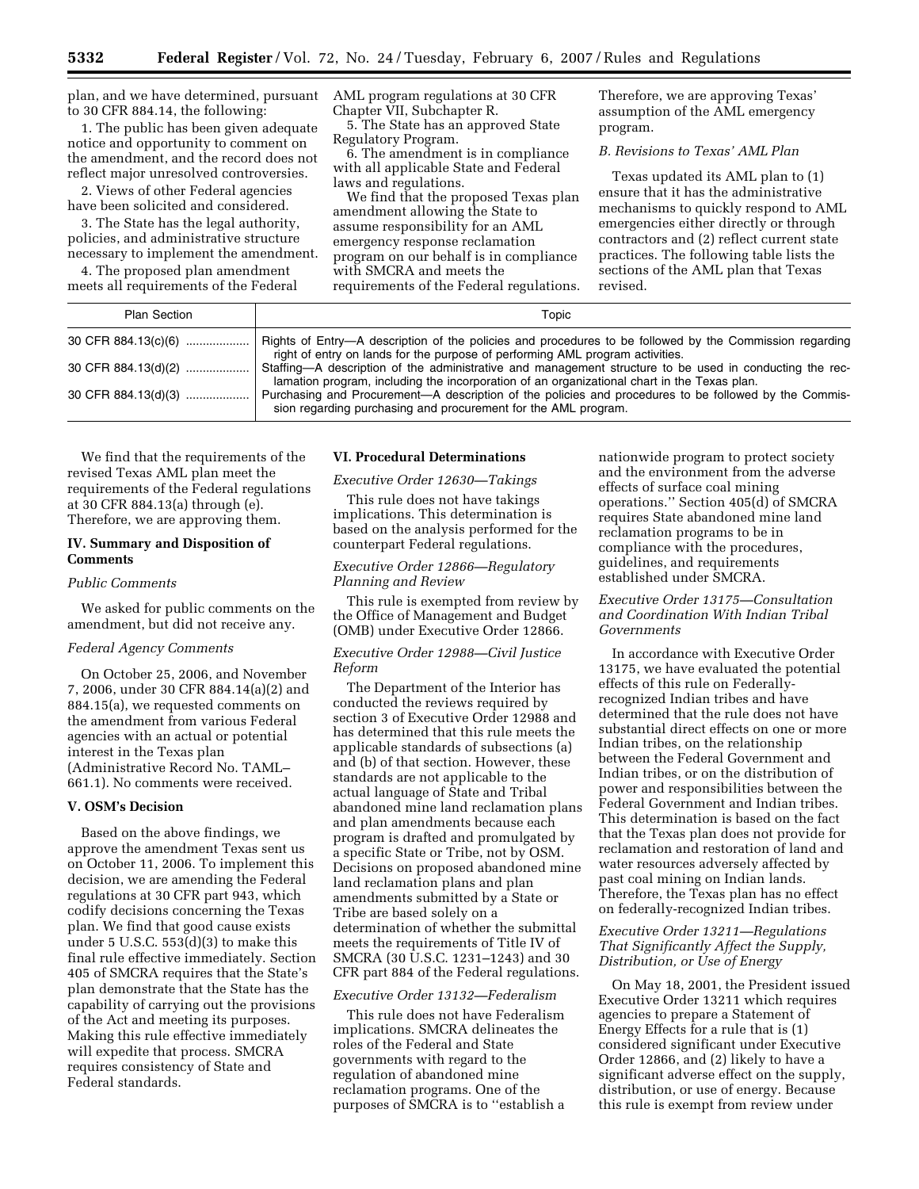plan, and we have determined, pursuant to 30 CFR 884.14, the following:

1. The public has been given adequate notice and opportunity to comment on the amendment, and the record does not reflect major unresolved controversies.

2. Views of other Federal agencies have been solicited and considered.

3. The State has the legal authority, policies, and administrative structure necessary to implement the amendment.

4. The proposed plan amendment meets all requirements of the Federal AML program regulations at 30 CFR Chapter VII, Subchapter R.

5. The State has an approved State Regulatory Program.

6. The amendment is in compliance with all applicable State and Federal laws and regulations.

We find that the proposed Texas plan amendment allowing the State to assume responsibility for an AML emergency response reclamation program on our behalf is in compliance with SMCRA and meets the requirements of the Federal regulations. Therefore, we are approving Texas' assumption of the AML emergency program.

*B. Revisions to Texas' AML Plan*

Texas updated its AML plan to (1) ensure that it has the administrative mechanisms to quickly respond to AML emergencies either directly or through contractors and (2) reflect current state practices. The following table lists the sections of the AML plan that Texas revised.

| Plan Section | Topic |
|---|---|
| 30 CFR 884.13(c)(6) | Rights of Entry—A description of the policies and procedures to be followed by the Commission regarding right of entry on lands for the purpose of performing AML program activities. |
| 30 CFR 884.13(d)(2) | Staffing—A description of the administrative and management structure to be used in conducting the reclamation program, including the incorporation of an organizational chart in the Texas plan. |
| 30 CFR 884.13(d)(3) | Purchasing and Procurement—A description of the policies and procedures to be followed by the Commission regarding purchasing and procurement for the AML program. |

We find that the requirements of the revised Texas AML plan meet the requirements of the Federal regulations at 30 CFR 884.13(a) through (e). Therefore, we are approving them.

## IV. Summary and Disposition of Comments

*Public Comments*

We asked for public comments on the amendment, but did not receive any.

*Federal Agency Comments*

On October 25, 2006, and November 7, 2006, under 30 CFR 884.14(a)(2) and 884.15(a), we requested comments on the amendment from various Federal agencies with an actual or potential interest in the Texas plan (Administrative Record No. TAML–661.1). No comments were received.

## V. OSM's Decision

Based on the above findings, we approve the amendment Texas sent us on October 11, 2006. To implement this decision, we are amending the Federal regulations at 30 CFR part 943, which codify decisions concerning the Texas plan. We find that good cause exists under 5 U.S.C. 553(d)(3) to make this final rule effective immediately. Section 405 of SMCRA requires that the State's plan demonstrate that the State has the capability of carrying out the provisions of the Act and meeting its purposes. Making this rule effective immediately will expedite that process. SMCRA requires consistency of State and Federal standards.

## VI. Procedural Determinations

*Executive Order 12630—Takings*

This rule does not have takings implications. This determination is based on the analysis performed for the counterpart Federal regulations.

*Executive Order 12866—Regulatory Planning and Review*

This rule is exempted from review by the Office of Management and Budget (OMB) under Executive Order 12866.

*Executive Order 12988—Civil Justice Reform*

The Department of the Interior has conducted the reviews required by section 3 of Executive Order 12988 and has determined that this rule meets the applicable standards of subsections (a) and (b) of that section. However, these standards are not applicable to the actual language of State and Tribal abandoned mine land reclamation plans and plan amendments because each program is drafted and promulgated by a specific State or Tribe, not by OSM. Decisions on proposed abandoned mine land reclamation plans and plan amendments submitted by a State or Tribe are based solely on a determination of whether the submittal meets the requirements of Title IV of SMCRA (30 U.S.C. 1231–1243) and 30 CFR part 884 of the Federal regulations.

*Executive Order 13132—Federalism*

This rule does not have Federalism implications. SMCRA delineates the roles of the Federal and State governments with regard to the regulation of abandoned mine reclamation programs. One of the purposes of SMCRA is to "establish a nationwide program to protect society and the environment from the adverse effects of surface coal mining operations." Section 405(d) of SMCRA requires State abandoned mine land reclamation programs to be in compliance with the procedures, guidelines, and requirements established under SMCRA.

*Executive Order 13175—Consultation and Coordination With Indian Tribal Governments*

In accordance with Executive Order 13175, we have evaluated the potential effects of this rule on Federally-recognized Indian tribes and have determined that the rule does not have substantial direct effects on one or more Indian tribes, on the relationship between the Federal Government and Indian tribes, or on the distribution of power and responsibilities between the Federal Government and Indian tribes. This determination is based on the fact that the Texas plan does not provide for reclamation and restoration of land and water resources adversely affected by past coal mining on Indian lands. Therefore, the Texas plan has no effect on federally-recognized Indian tribes.

*Executive Order 13211—Regulations That Significantly Affect the Supply, Distribution, or Use of Energy*

On May 18, 2001, the President issued Executive Order 13211 which requires agencies to prepare a Statement of Energy Effects for a rule that is (1) considered significant under Executive Order 12866, and (2) likely to have a significant adverse effect on the supply, distribution, or use of energy. Because this rule is exempt from review under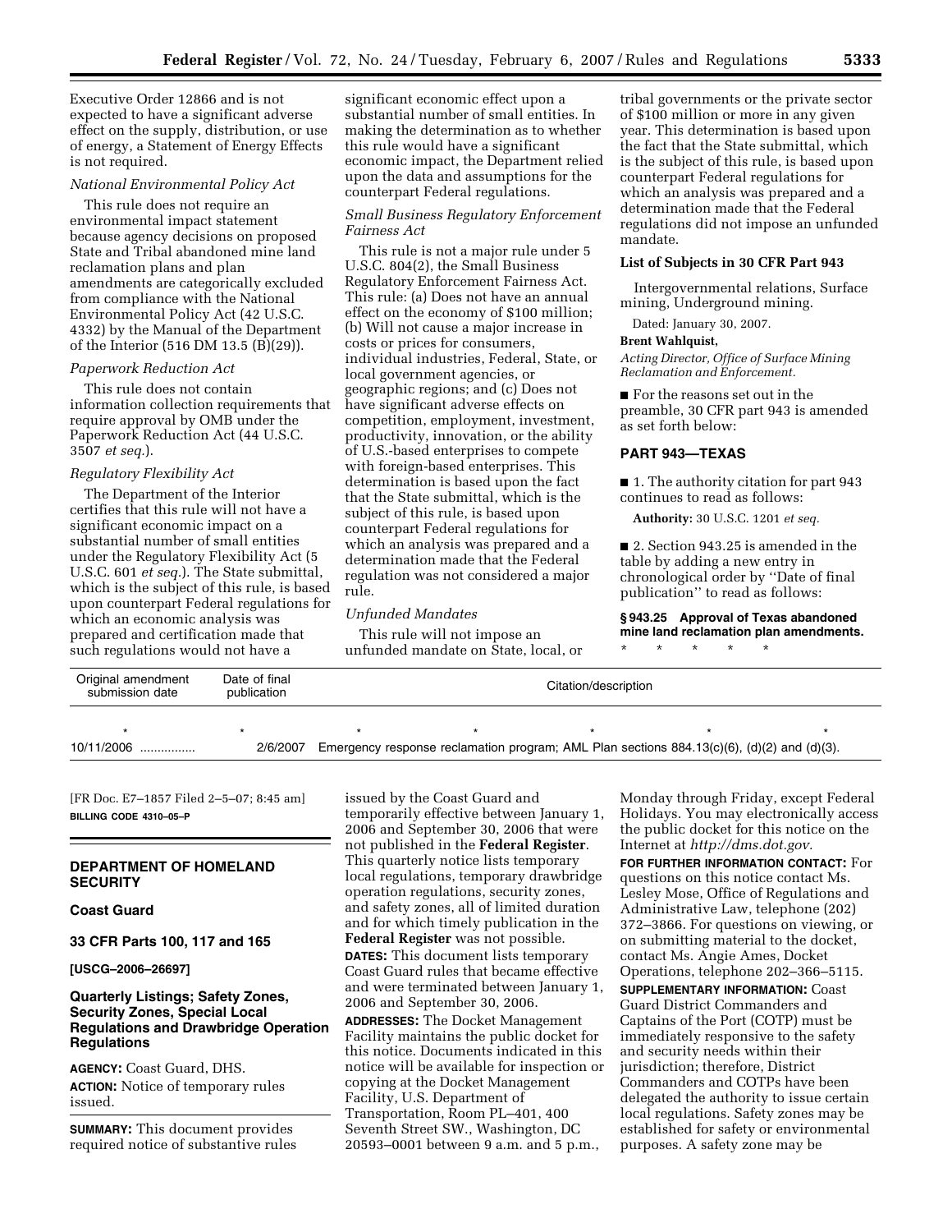Executive Order 12866 and is not expected to have a significant adverse effect on the supply, distribution, or use of energy, a Statement of Energy Effects is not required.

*National Environmental Policy Act*

This rule does not require an environmental impact statement because agency decisions on proposed State and Tribal abandoned mine land reclamation plans and plan amendments are categorically excluded from compliance with the National Environmental Policy Act (42 U.S.C. 4332) by the Manual of the Department of the Interior (516 DM 13.5 (B)(29)).

*Paperwork Reduction Act*

This rule does not contain information collection requirements that require approval by OMB under the Paperwork Reduction Act (44 U.S.C. 3507 *et seq.*).

*Regulatory Flexibility Act*

The Department of the Interior certifies that this rule will not have a significant economic impact on a substantial number of small entities under the Regulatory Flexibility Act (5 U.S.C. 601 *et seq.*). The State submittal, which is the subject of this rule, is based upon counterpart Federal regulations for which an economic analysis was prepared and certification made that such regulations would not have a significant economic effect upon a substantial number of small entities. In making the determination as to whether this rule would have a significant economic impact, the Department relied upon the data and assumptions for the counterpart Federal regulations.

*Small Business Regulatory Enforcement Fairness Act*

This rule is not a major rule under 5 U.S.C. 804(2), the Small Business Regulatory Enforcement Fairness Act. This rule: (a) Does not have an annual effect on the economy of $100 million; (b) Will not cause a major increase in costs or prices for consumers, individual industries, Federal, State, or local government agencies, or geographic regions; and (c) Does not have significant adverse effects on competition, employment, investment, productivity, innovation, or the ability of U.S.-based enterprises to compete with foreign-based enterprises. This determination is based upon the fact that the State submittal, which is the subject of this rule, is based upon counterpart Federal regulations for which an analysis was prepared and a determination made that the Federal regulation was not considered a major rule.

*Unfunded Mandates*

This rule will not impose an unfunded mandate on State, local, or tribal governments or the private sector of $100 million or more in any given year. This determination is based upon the fact that the State submittal, which is the subject of this rule, is based upon counterpart Federal regulations for which an analysis was prepared and a determination made that the Federal regulations did not impose an unfunded mandate.

**List of Subjects in 30 CFR Part 943**

Intergovernmental relations, Surface mining, Underground mining.

Dated: January 30, 2007.

**Brent Wahlquist,**

*Acting Director, Office of Surface Mining Reclamation and Enforcement.*

■ For the reasons set out in the preamble, 30 CFR part 943 is amended as set forth below:

## PART 943—TEXAS

■ 1. The authority citation for part 943 continues to read as follows:

**Authority:** 30 U.S.C. 1201 *et seq.*

■ 2. Section 943.25 is amended in the table by adding a new entry in chronological order by ''Date of final publication'' to read as follows:

**§ 943.25 Approval of Texas abandoned mine land reclamation plan amendments.**

\* \* \* \* \*

| Original amendment submission date | Date of final publication | Citation/description |
| --- | --- | --- |
| * | * | * * * * * |
| 10/11/2006 ............... | 2/6/2007 | Emergency response reclamation program; AML Plan sections 884.13(c)(6), (d)(2) and (d)(3). |

[FR Doc. E7–1857 Filed 2–5–07; 8:45 am]

**BILLING CODE 4310–05–P**

## DEPARTMENT OF HOMELAND SECURITY

### Coast Guard

### 33 CFR Parts 100, 117 and 165

### [USCG–2006–26697]

### Quarterly Listings; Safety Zones, Security Zones, Special Local Regulations and Drawbridge Operation Regulations

**AGENCY:** Coast Guard, DHS.

**ACTION:** Notice of temporary rules issued.

**SUMMARY:** This document provides required notice of substantive rules issued by the Coast Guard and temporarily effective between January 1, 2006 and September 30, 2006 that were not published in the **Federal Register**. This quarterly notice lists temporary local regulations, temporary drawbridge operation regulations, security zones, and safety zones, all of limited duration and for which timely publication in the **Federal Register** was not possible.

**DATES:** This document lists temporary Coast Guard rules that became effective and were terminated between January 1, 2006 and September 30, 2006.

**ADDRESSES:** The Docket Management Facility maintains the public docket for this notice. Documents indicated in this notice will be available for inspection or copying at the Docket Management Facility, U.S. Department of Transportation, Room PL–401, 400 Seventh Street SW., Washington, DC 20593–0001 between 9 a.m. and 5 p.m., Monday through Friday, except Federal Holidays. You may electronically access the public docket for this notice on the Internet at *http://dms.dot.gov.*

**FOR FURTHER INFORMATION CONTACT:** For questions on this notice contact Ms. Lesley Mose, Office of Regulations and Administrative Law, telephone (202) 372–3866. For questions on viewing, or on submitting material to the docket, contact Ms. Angie Ames, Docket Operations, telephone 202–366–5115.

**SUPPLEMENTARY INFORMATION:** Coast Guard District Commanders and Captains of the Port (COTP) must be immediately responsive to the safety and security needs within their jurisdiction; therefore, District Commanders and COTPs have been delegated the authority to issue certain local regulations. Safety zones may be established for safety or environmental purposes. A safety zone may be